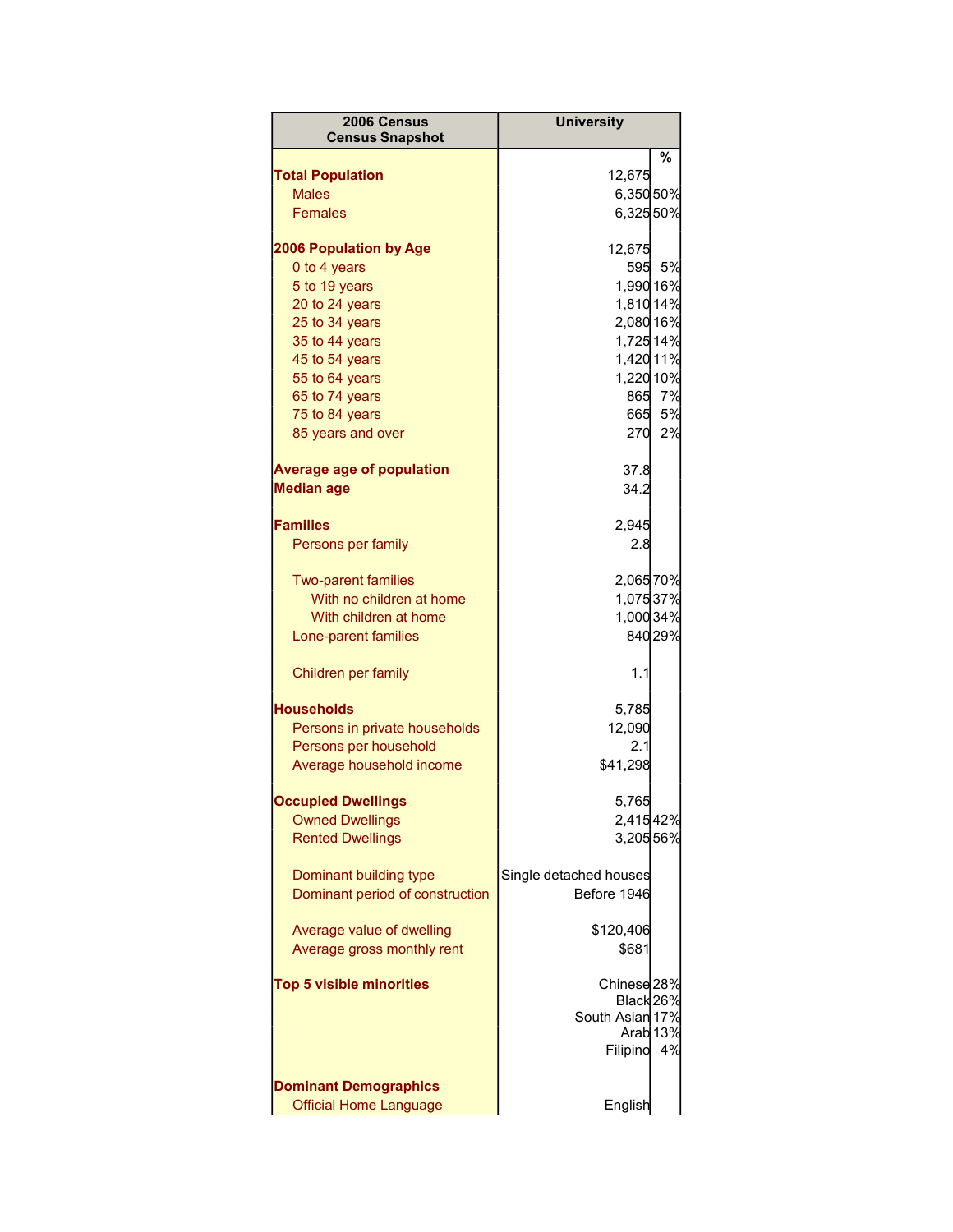| 2006 Census Census Snapshot | University | % |
|---|---|---|
| **Total Population** | 12,675 | |
| Males | 6,350 | 50% |
| Females | 6,325 | 50% |
| | | |
| **2006 Population by Age** | 12,675 | |
| 0 to 4 years | 595 | 5% |
| 5 to 19 years | 1,990 | 16% |
| 20 to 24 years | 1,810 | 14% |
| 25 to 34 years | 2,080 | 16% |
| 35 to 44 years | 1,725 | 14% |
| 45 to 54 years | 1,420 | 11% |
| 55 to 64 years | 1,220 | 10% |
| 65 to 74 years | 865 | 7% |
| 75 to 84 years | 665 | 5% |
| 85 years and over | 270 | 2% |
| | | |
| **Average age of population** | 37.8 | |
| **Median age** | 34.2 | |
| | | |
| **Families** | 2,945 | |
| Persons per family | 2.8 | |
| | | |
| Two-parent families | 2,065 | 70% |
| With no children at home | 1,075 | 37% |
| With children at home | 1,000 | 34% |
| Lone-parent families | 840 | 29% |
| | | |
| Children per family | 1.1 | |
| | | |
| **Households** | 5,785 | |
| Persons in private households | 12,090 | |
| Persons per household | 2.1 | |
| Average household income | $41,298 | |
| | | |
| **Occupied Dwellings** | 5,765 | |
| Owned Dwellings | 2,415 | 42% |
| Rented Dwellings | 3,205 | 56% |
| | | |
| Dominant building type | Single detached houses | |
| Dominant period of construction | Before 1946 | |
| | | |
| Average value of dwelling | $120,406 | |
| Average gross monthly rent | $681 | |
| | | |
| **Top 5 visible minorities** | Chinese | 28% |
| | Black | 26% |
| | South Asian | 17% |
| | Arab | 13% |
| | Filipino | 4% |
| | | |
| **Dominant Demographics** | | |
| Official Home Language | English | |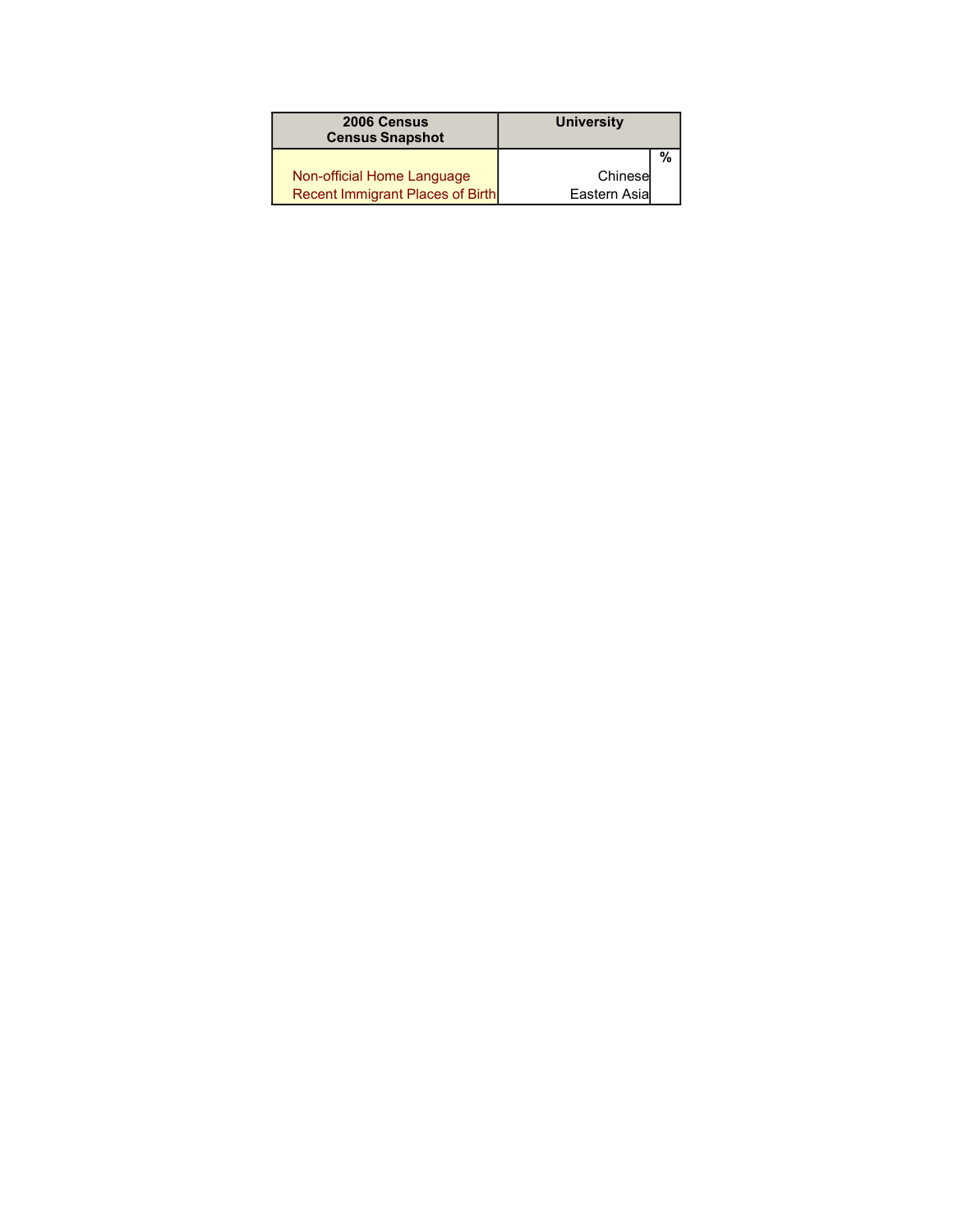| 2006 Census<br>Census Snapshot | University | |
|---|---|---|
| | | % |
| Non-official Home Language | Chinese | |
| Recent Immigrant Places of Birth | Eastern Asia | |